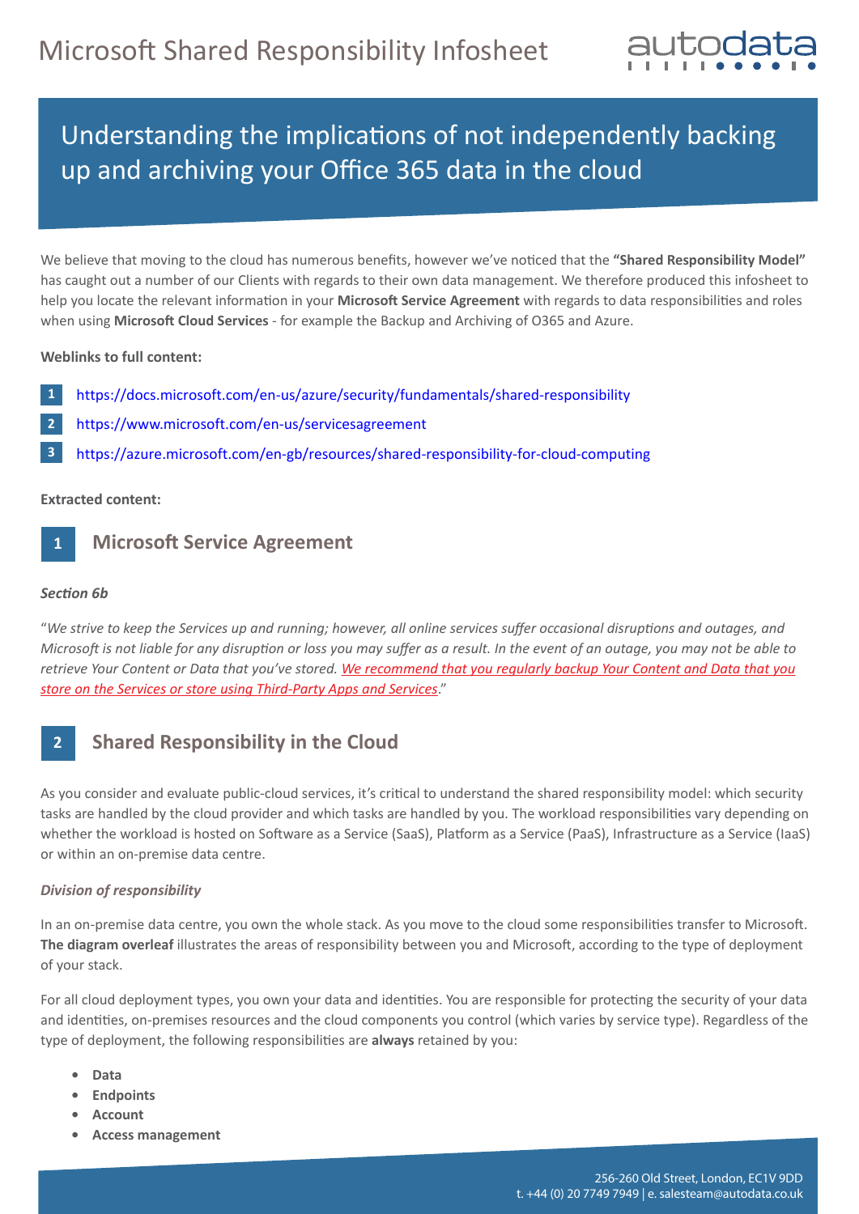# Microsoft Shared Responsibility Infosheet

## Understanding the implications of not independently backing up and archiving your Office 365 data in the cloud

We believe that moving to the cloud has numerous benefits, however we've noticed that the **"Shared Responsibility Model"** has caught out a number of our Clients with regards to their own data management. We therefore produced this infosheet to help you locate the relevant information in your **Microsoft Service Agreement** with regards to data responsibilities and roles when using **Microsoft Cloud Services** - for example the Backup and Archiving of O365 and Azure.

**Weblinks to full content:**

1. https://docs.microsoft.com/en-us/azure/security/fundamentals/shared-responsibility
2. https://www.microsoft.com/en-us/servicesagreement
3. https://azure.microsoft.com/en-gb/resources/shared-responsibility-for-cloud-computing

**Extracted content:**

### 1 Microsoft Service Agreement

***Section 6b***

"*We strive to keep the Services up and running; however, all online services suffer occasional disruptions and outages, and Microsoft is not liable for any disruption or loss you may suffer as a result. In the event of an outage, you may not be able to retrieve Your Content or Data that you've stored. We recommend that you regularly backup Your Content and Data that you store on the Services or store using Third-Party Apps and Services*."

### 2 Shared Responsibility in the Cloud

As you consider and evaluate public-cloud services, it's critical to understand the shared responsibility model: which security tasks are handled by the cloud provider and which tasks are handled by you. The workload responsibilities vary depending on whether the workload is hosted on Software as a Service (SaaS), Platform as a Service (PaaS), Infrastructure as a Service (IaaS) or within an on-premise data centre.

***Division of responsibility***

In an on-premise data centre, you own the whole stack. As you move to the cloud some responsibilities transfer to Microsoft. **The diagram overleaf** illustrates the areas of responsibility between you and Microsoft, according to the type of deployment of your stack.

For all cloud deployment types, you own your data and identities. You are responsible for protecting the security of your data and identities, on-premises resources and the cloud components you control (which varies by service type). Regardless of the type of deployment, the following responsibilities are **always** retained by you:

- **Data**
- **Endpoints**
- **Account**
- **Access management**

256-260 Old Street, London, EC1V 9DD
t. +44 (0) 20 7749 7949 | e. salesteam@autodata.co.uk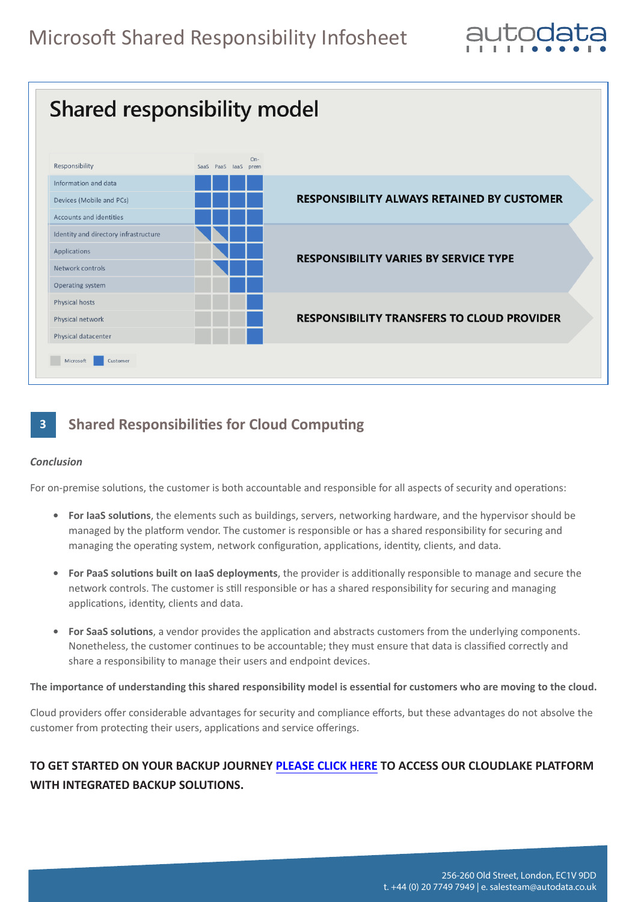## Shared responsibility model

Responsibility

SaaS PaaS IaaS On-prem

Information and data

Devices (Mobile and PCs)

Accounts and identities

Identity and directory infrastructure

Applications

Network controls

Operating system

Physical hosts

Physical network

Physical datacenter

RESPONSIBILITY ALWAYS RETAINED BY CUSTOMER

RESPONSIBILITY VARIES BY SERVICE TYPE

RESPONSIBILITY TRANSFERS TO CLOUD PROVIDER

Microsoft Customer

## 3 Shared Responsibilities for Cloud Computing

*Conclusion*

For on-premise solutions, the customer is both accountable and responsible for all aspects of security and operations:

- **For IaaS solutions**, the elements such as buildings, servers, networking hardware, and the hypervisor should be managed by the platform vendor. The customer is responsible or has a shared responsibility for securing and managing the operating system, network configuration, applications, identity, clients, and data.
- **For PaaS solutions built on IaaS deployments**, the provider is additionally responsible to manage and secure the network controls. The customer is still responsible or has a shared responsibility for securing and managing applications, identity, clients and data.
- **For SaaS solutions**, a vendor provides the application and abstracts customers from the underlying components. Nonetheless, the customer continues to be accountable; they must ensure that data is classified correctly and share a responsibility to manage their users and endpoint devices.

**The importance of understanding this shared responsibility model is essential for customers who are moving to the cloud.**

Cloud providers offer considerable advantages for security and compliance efforts, but these advantages do not absolve the customer from protecting their users, applications and service offerings.

**TO GET STARTED ON YOUR BACKUP JOURNEY PLEASE CLICK HERE TO ACCESS OUR CLOUDLAKE PLATFORM WITH INTEGRATED BACKUP SOLUTIONS.**